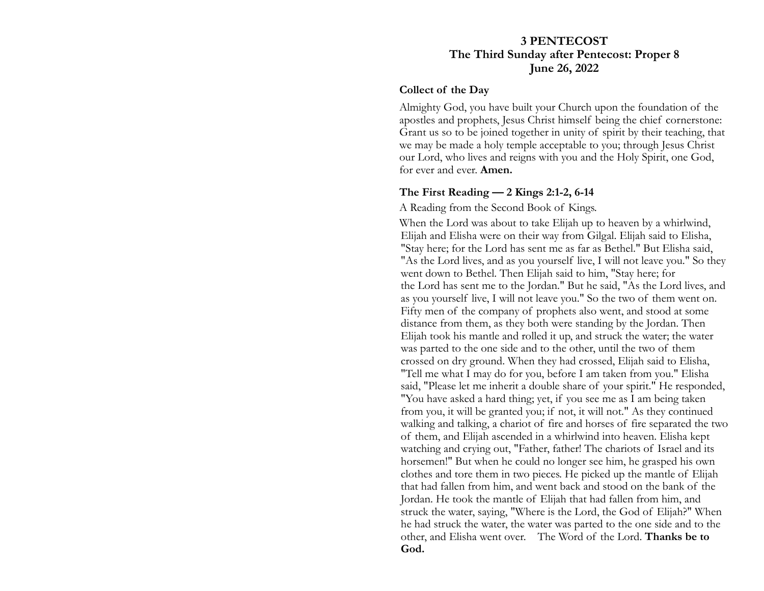# 3 PENTECOST
## The Third Sunday after Pentecost: Proper 8
## June 26, 2022

**Collect of the Day**

Almighty God, you have built your Church upon the foundation of the apostles and prophets, Jesus Christ himself being the chief cornerstone: Grant us so to be joined together in unity of spirit by their teaching, that we may be made a holy temple acceptable to you; through Jesus Christ our Lord, who lives and reigns with you and the Holy Spirit, one God, for ever and ever. **Amen.**

**The First Reading — 2 Kings 2:1-2, 6-14**

A Reading from the Second Book of Kings.

When the Lord was about to take Elijah up to heaven by a whirlwind, Elijah and Elisha were on their way from Gilgal. Elijah said to Elisha, "Stay here; for the Lord has sent me as far as Bethel." But Elisha said, "As the Lord lives, and as you yourself live, I will not leave you." So they went down to Bethel. Then Elijah said to him, "Stay here; for the Lord has sent me to the Jordan." But he said, "As the Lord lives, and as you yourself live, I will not leave you." So the two of them went on. Fifty men of the company of prophets also went, and stood at some distance from them, as they both were standing by the Jordan. Then Elijah took his mantle and rolled it up, and struck the water; the water was parted to the one side and to the other, until the two of them crossed on dry ground. When they had crossed, Elijah said to Elisha, "Tell me what I may do for you, before I am taken from you." Elisha said, "Please let me inherit a double share of your spirit." He responded, "You have asked a hard thing; yet, if you see me as I am being taken from you, it will be granted you; if not, it will not." As they continued walking and talking, a chariot of fire and horses of fire separated the two of them, and Elijah ascended in a whirlwind into heaven. Elisha kept watching and crying out, "Father, father! The chariots of Israel and its horsemen!" But when he could no longer see him, he grasped his own clothes and tore them in two pieces. He picked up the mantle of Elijah that had fallen from him, and went back and stood on the bank of the Jordan. He took the mantle of Elijah that had fallen from him, and struck the water, saying, "Where is the Lord, the God of Elijah?" When he had struck the water, the water was parted to the one side and to the other, and Elisha went over. The Word of the Lord. **Thanks be to God.**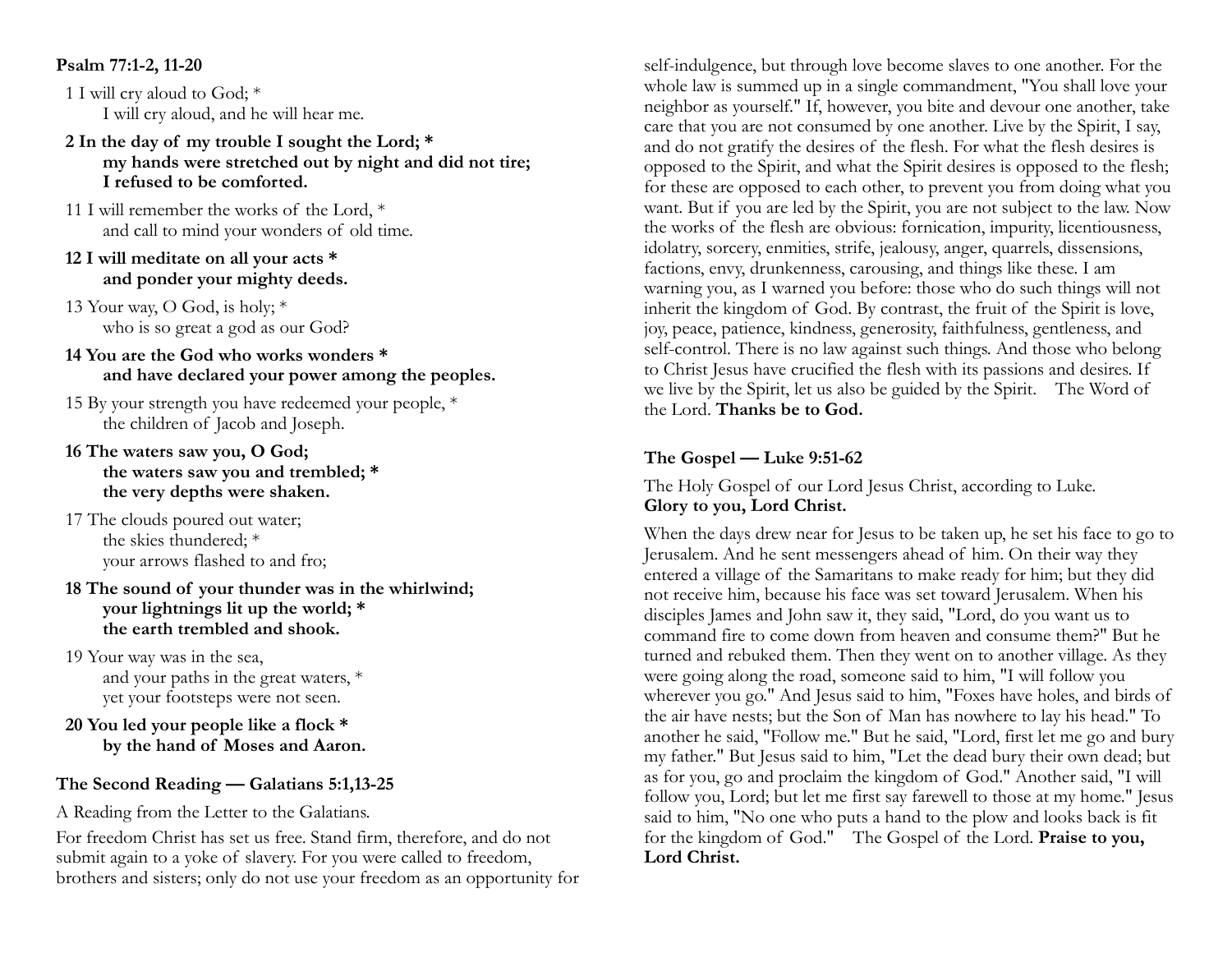**Psalm 77:1-2, 11-20**

1 I will cry aloud to God; *
I will cry aloud, and he will hear me.

**2 In the day of my trouble I sought the Lord; *
my hands were stretched out by night and did not tire;
I refused to be comforted.**

11 I will remember the works of the Lord, *
and call to mind your wonders of old time.

**12 I will meditate on all your acts *
and ponder your mighty deeds.**

13 Your way, O God, is holy; *
who is so great a god as our God?

**14 You are the God who works wonders *
and have declared your power among the peoples.**

15 By your strength you have redeemed your people, *
the children of Jacob and Joseph.

**16 The waters saw you, O God;
the waters saw you and trembled; *
the very depths were shaken.**

17 The clouds poured out water;
the skies thundered; *
your arrows flashed to and fro;

**18 The sound of your thunder was in the whirlwind;
your lightnings lit up the world; *
the earth trembled and shook.**

19 Your way was in the sea,
and your paths in the great waters, *
yet your footsteps were not seen.

**20 You led your people like a flock *
by the hand of Moses and Aaron.**

**The Second Reading — Galatians 5:1,13-25**

A Reading from the Letter to the Galatians.

For freedom Christ has set us free. Stand firm, therefore, and do not submit again to a yoke of slavery. For you were called to freedom, brothers and sisters; only do not use your freedom as an opportunity for self-indulgence, but through love become slaves to one another. For the whole law is summed up in a single commandment, "You shall love your neighbor as yourself." If, however, you bite and devour one another, take care that you are not consumed by one another. Live by the Spirit, I say, and do not gratify the desires of the flesh. For what the flesh desires is opposed to the Spirit, and what the Spirit desires is opposed to the flesh; for these are opposed to each other, to prevent you from doing what you want. But if you are led by the Spirit, you are not subject to the law. Now the works of the flesh are obvious: fornication, impurity, licentiousness, idolatry, sorcery, enmities, strife, jealousy, anger, quarrels, dissensions, factions, envy, drunkenness, carousing, and things like these. I am warning you, as I warned you before: those who do such things will not inherit the kingdom of God. By contrast, the fruit of the Spirit is love, joy, peace, patience, kindness, generosity, faithfulness, gentleness, and self-control. There is no law against such things. And those who belong to Christ Jesus have crucified the flesh with its passions and desires. If we live by the Spirit, let us also be guided by the Spirit. The Word of the Lord. **Thanks be to God.**

**The Gospel — Luke 9:51-62**

The Holy Gospel of our Lord Jesus Christ, according to Luke.
**Glory to you, Lord Christ.**

When the days drew near for Jesus to be taken up, he set his face to go to Jerusalem. And he sent messengers ahead of him. On their way they entered a village of the Samaritans to make ready for him; but they did not receive him, because his face was set toward Jerusalem. When his disciples James and John saw it, they said, "Lord, do you want us to command fire to come down from heaven and consume them?" But he turned and rebuked them. Then they went on to another village. As they were going along the road, someone said to him, "I will follow you wherever you go." And Jesus said to him, "Foxes have holes, and birds of the air have nests; but the Son of Man has nowhere to lay his head." To another he said, "Follow me." But he said, "Lord, first let me go and bury my father." But Jesus said to him, "Let the dead bury their own dead; but as for you, go and proclaim the kingdom of God." Another said, "I will follow you, Lord; but let me first say farewell to those at my home." Jesus said to him, "No one who puts a hand to the plow and looks back is fit for the kingdom of God." The Gospel of the Lord. **Praise to you, Lord Christ.**